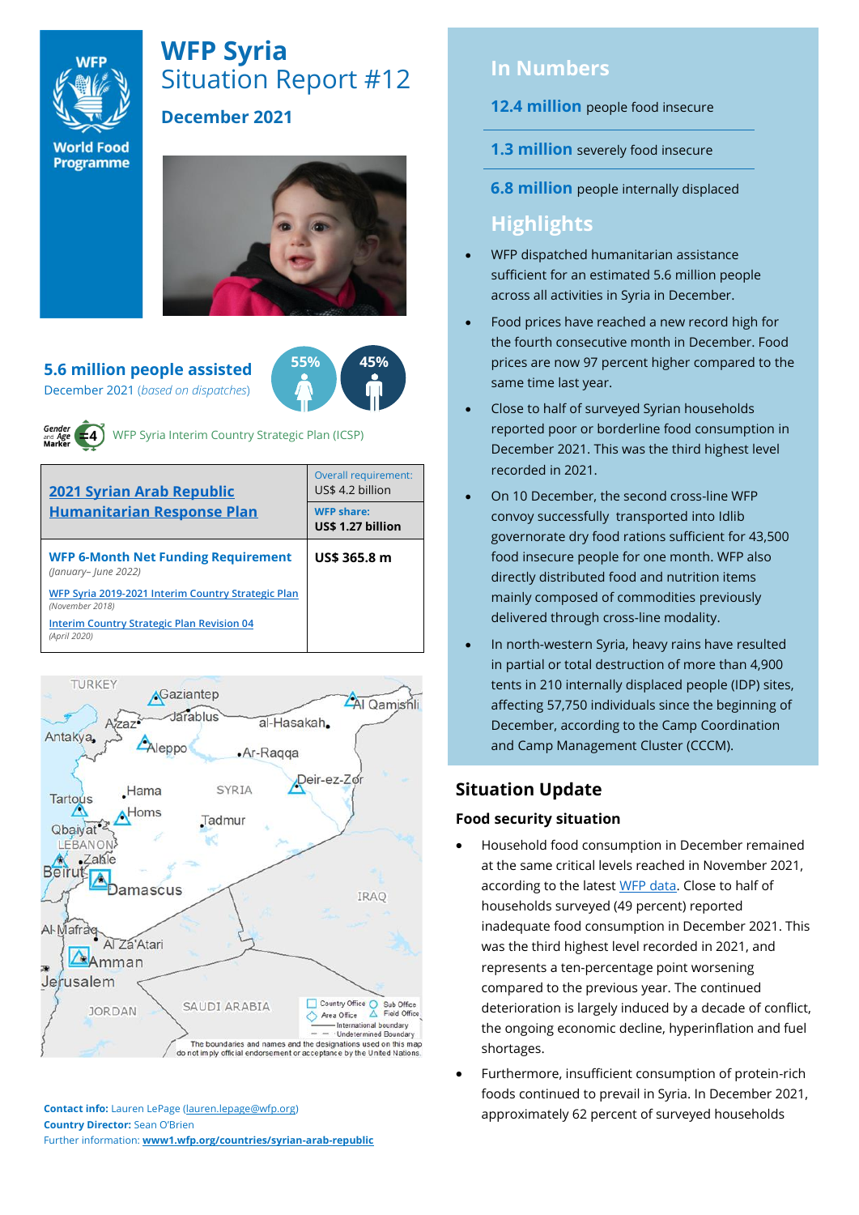# WFP Syria
## Situation Report #12

**December 2021**

**5.6 million people assisted**
December 2021 (*based on dispatches*)

55% 45%

WFP Syria Interim Country Strategic Plan (ICSP)

| 2021 Syrian Arab Republic Humanitarian Response Plan | Overall requirement: US$ 4.2 billion |
|---|---|
| | **WFP share: US$ 1.27 billion** |
| **WFP 6-Month Net Funding Requirement** (*January– June 2022*) | **US$ 365.8 m** |
| WFP Syria 2019-2021 Interim Country Strategic Plan (*November 2018*) | |
| Interim Country Strategic Plan Revision 04 (*April 2020*) | |

**Contact info:** Lauren LePage (lauren.lepage@wfp.org)
**Country Director:** Sean O'Brien
Further information: **www1.wfp.org/countries/syrian-arab-republic**

## In Numbers

**12.4 million** people food insecure

**1.3 million** severely food insecure

**6.8 million** people internally displaced

## Highlights

- WFP dispatched humanitarian assistance sufficient for an estimated 5.6 million people across all activities in Syria in December.
- Food prices have reached a new record high for the fourth consecutive month in December. Food prices are now 97 percent higher compared to the same time last year.
- Close to half of surveyed Syrian households reported poor or borderline food consumption in December 2021. This was the third highest level recorded in 2021.
- On 10 December, the second cross-line WFP convoy successfully transported into Idlib governorate dry food rations sufficient for 43,500 food insecure people for one month. WFP also directly distributed food and nutrition items mainly composed of commodities previously delivered through cross-line modality.
- In north-western Syria, heavy rains have resulted in partial or total destruction of more than 4,900 tents in 210 internally displaced people (IDP) sites, affecting 57,750 individuals since the beginning of December, according to the Camp Coordination and Camp Management Cluster (CCCM).

## Situation Update

### Food security situation

- Household food consumption in December remained at the same critical levels reached in November 2021, according to the latest WFP data. Close to half of households surveyed (49 percent) reported inadequate food consumption in December 2021. This was the third highest level recorded in 2021, and represents a ten-percentage point worsening compared to the previous year. The continued deterioration is largely induced by a decade of conflict, the ongoing economic decline, hyperinflation and fuel shortages.
- Furthermore, insufficient consumption of protein-rich foods continued to prevail in Syria. In December 2021, approximately 62 percent of surveyed households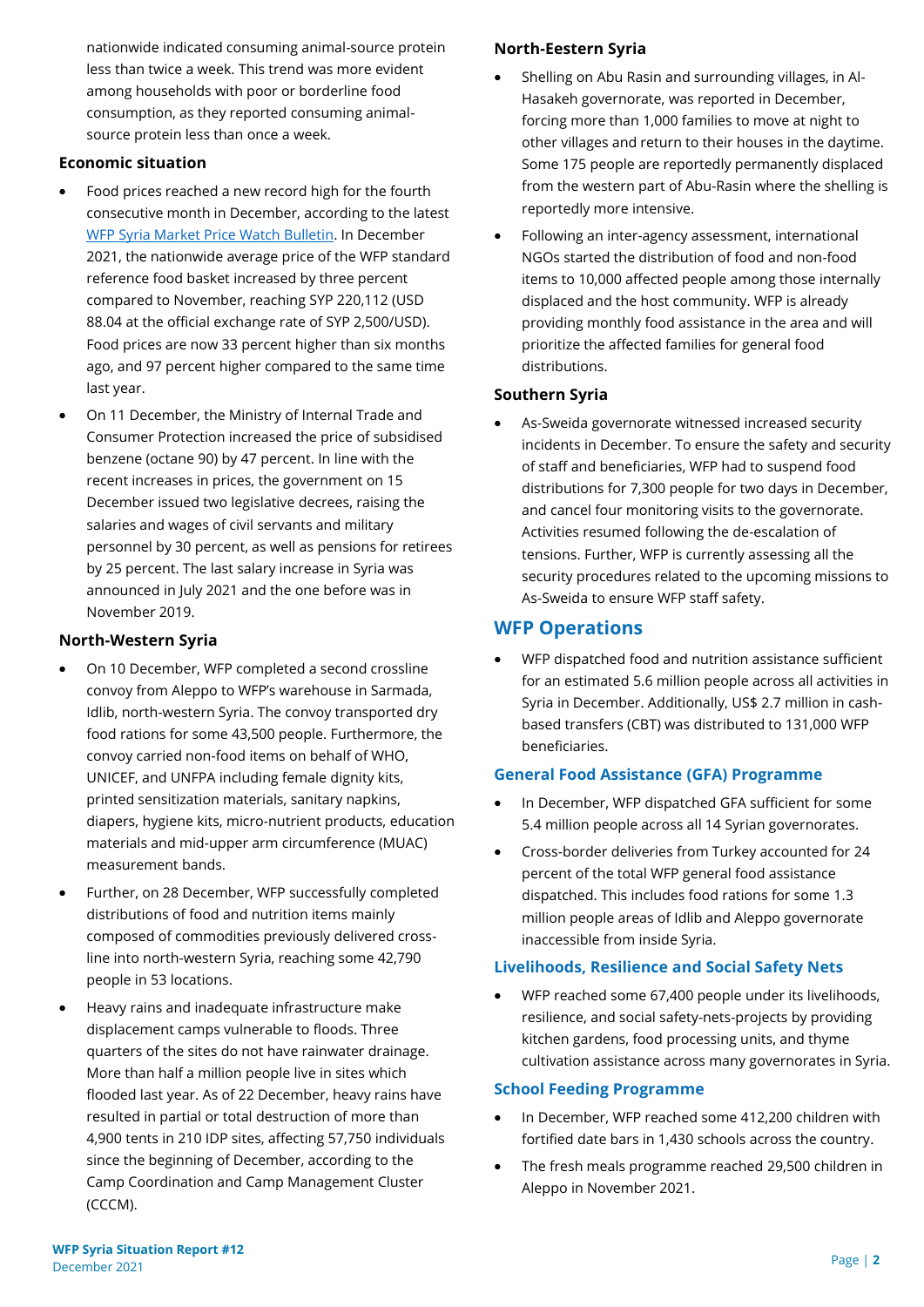nationwide indicated consuming animal-source protein less than twice a week. This trend was more evident among households with poor or borderline food consumption, as they reported consuming animal-source protein less than once a week.

### Economic situation

- Food prices reached a new record high for the fourth consecutive month in December, according to the latest [WFP Syria Market Price Watch Bulletin](). In December 2021, the nationwide average price of the WFP standard reference food basket increased by three percent compared to November, reaching SYP 220,112 (USD 88.04 at the official exchange rate of SYP 2,500/USD). Food prices are now 33 percent higher than six months ago, and 97 percent higher compared to the same time last year.
- On 11 December, the Ministry of Internal Trade and Consumer Protection increased the price of subsidised benzene (octane 90) by 47 percent. In line with the recent increases in prices, the government on 15 December issued two legislative decrees, raising the salaries and wages of civil servants and military personnel by 30 percent, as well as pensions for retirees by 25 percent. The last salary increase in Syria was announced in July 2021 and the one before was in November 2019.

### North-Western Syria

- On 10 December, WFP completed a second crossline convoy from Aleppo to WFP's warehouse in Sarmada, Idlib, north-western Syria. The convoy transported dry food rations for some 43,500 people. Furthermore, the convoy carried non-food items on behalf of WHO, UNICEF, and UNFPA including female dignity kits, printed sensitization materials, sanitary napkins, diapers, hygiene kits, micro-nutrient products, education materials and mid-upper arm circumference (MUAC) measurement bands.
- Further, on 28 December, WFP successfully completed distributions of food and nutrition items mainly composed of commodities previously delivered cross-line into north-western Syria, reaching some 42,790 people in 53 locations.
- Heavy rains and inadequate infrastructure make displacement camps vulnerable to floods. Three quarters of the sites do not have rainwater drainage. More than half a million people live in sites which flooded last year. As of 22 December, heavy rains have resulted in partial or total destruction of more than 4,900 tents in 210 IDP sites, affecting 57,750 individuals since the beginning of December, according to the Camp Coordination and Camp Management Cluster (CCCM).

### North-Eestern Syria

- Shelling on Abu Rasin and surrounding villages, in Al-Hasakeh governorate, was reported in December, forcing more than 1,000 families to move at night to other villages and return to their houses in the daytime. Some 175 people are reportedly permanently displaced from the western part of Abu-Rasin where the shelling is reportedly more intensive.
- Following an inter-agency assessment, international NGOs started the distribution of food and non-food items to 10,000 affected people among those internally displaced and the host community. WFP is already providing monthly food assistance in the area and will prioritize the affected families for general food distributions.

### Southern Syria

- As-Sweida governorate witnessed increased security incidents in December. To ensure the safety and security of staff and beneficiaries, WFP had to suspend food distributions for 7,300 people for two days in December, and cancel four monitoring visits to the governorate. Activities resumed following the de-escalation of tensions. Further, WFP is currently assessing all the security procedures related to the upcoming missions to As-Sweida to ensure WFP staff safety.

## WFP Operations

- WFP dispatched food and nutrition assistance sufficient for an estimated 5.6 million people across all activities in Syria in December. Additionally, US$ 2.7 million in cash-based transfers (CBT) was distributed to 131,000 WFP beneficiaries.

### General Food Assistance (GFA) Programme

- In December, WFP dispatched GFA sufficient for some 5.4 million people across all 14 Syrian governorates.
- Cross-border deliveries from Turkey accounted for 24 percent of the total WFP general food assistance dispatched. This includes food rations for some 1.3 million people areas of Idlib and Aleppo governorate inaccessible from inside Syria.

### Livelihoods, Resilience and Social Safety Nets

- WFP reached some 67,400 people under its livelihoods, resilience, and social safety-nets-projects by providing kitchen gardens, food processing units, and thyme cultivation assistance across many governorates in Syria.

### School Feeding Programme

- In December, WFP reached some 412,200 children with fortified date bars in 1,430 schools across the country.
- The fresh meals programme reached 29,500 children in Aleppo in November 2021.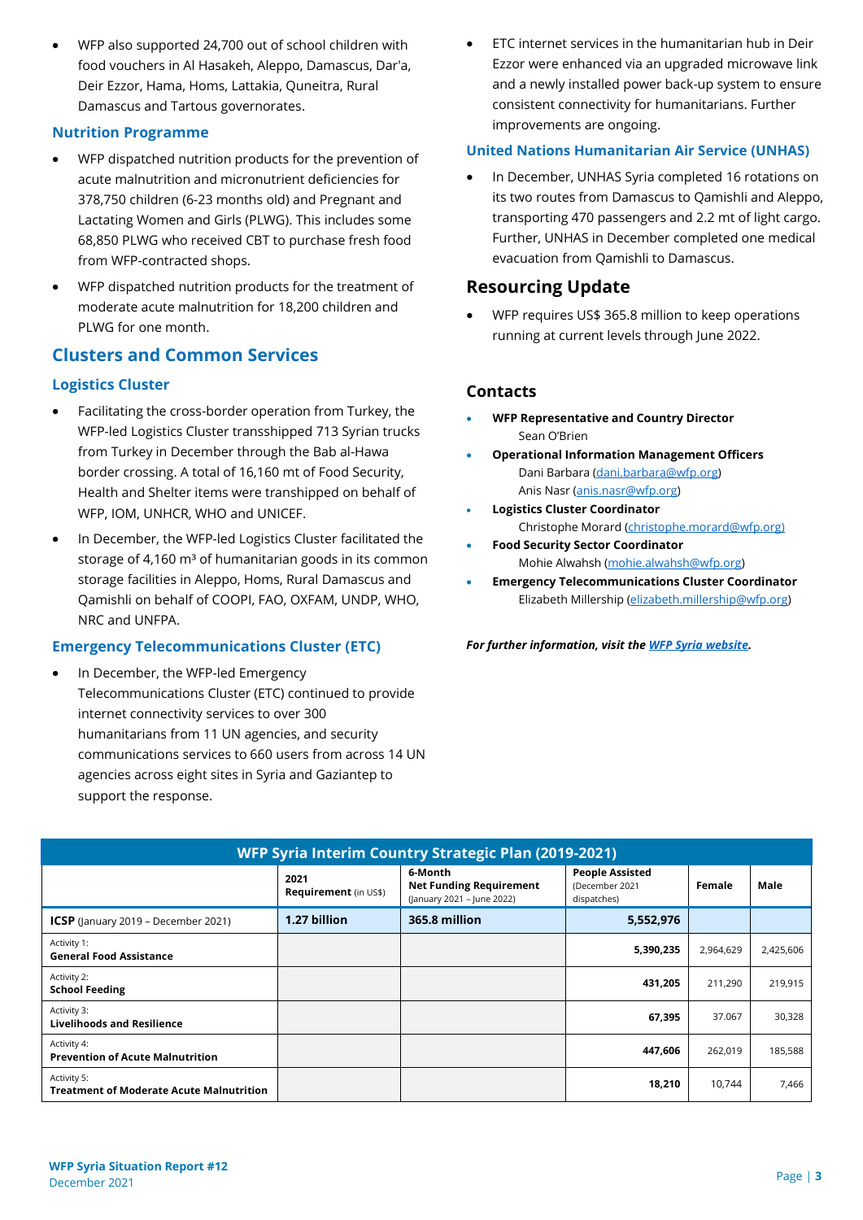- WFP also supported 24,700 out of school children with food vouchers in Al Hasakeh, Aleppo, Damascus, Dar'a, Deir Ezzor, Hama, Homs, Lattakia, Quneitra, Rural Damascus and Tartous governorates.

### Nutrition Programme

- WFP dispatched nutrition products for the prevention of acute malnutrition and micronutrient deficiencies for 378,750 children (6-23 months old) and Pregnant and Lactating Women and Girls (PLWG). This includes some 68,850 PLWG who received CBT to purchase fresh food from WFP-contracted shops.
- WFP dispatched nutrition products for the treatment of moderate acute malnutrition for 18,200 children and PLWG for one month.

## Clusters and Common Services

### Logistics Cluster

- Facilitating the cross-border operation from Turkey, the WFP-led Logistics Cluster transshipped 713 Syrian trucks from Turkey in December through the Bab al-Hawa border crossing. A total of 16,160 mt of Food Security, Health and Shelter items were transhipped on behalf of WFP, IOM, UNHCR, WHO and UNICEF.
- In December, the WFP-led Logistics Cluster facilitated the storage of 4,160 m³ of humanitarian goods in its common storage facilities in Aleppo, Homs, Rural Damascus and Qamishli on behalf of COOPI, FAO, OXFAM, UNDP, WHO, NRC and UNFPA.

### Emergency Telecommunications Cluster (ETC)

- In December, the WFP-led Emergency Telecommunications Cluster (ETC) continued to provide internet connectivity services to over 300 humanitarians from 11 UN agencies, and security communications services to 660 users from across 14 UN agencies across eight sites in Syria and Gaziantep to support the response.
- ETC internet services in the humanitarian hub in Deir Ezzor were enhanced via an upgraded microwave link and a newly installed power back-up system to ensure consistent connectivity for humanitarians. Further improvements are ongoing.

### United Nations Humanitarian Air Service (UNHAS)

- In December, UNHAS Syria completed 16 rotations on its two routes from Damascus to Qamishli and Aleppo, transporting 470 passengers and 2.2 mt of light cargo. Further, UNHAS in December completed one medical evacuation from Qamishli to Damascus.

## Resourcing Update

- WFP requires US$ 365.8 million to keep operations running at current levels through June 2022.

## Contacts

- **WFP Representative and Country Director**
  Sean O'Brien
- **Operational Information Management Officers**
  Dani Barbara (dani.barbara@wfp.org)
  Anis Nasr (anis.nasr@wfp.org)
- **Logistics Cluster Coordinator**
  Christophe Morard (christophe.morard@wfp.org)
- **Food Security Sector Coordinator**
  Mohie Alwahsh (mohie.alwahsh@wfp.org)
- **Emergency Telecommunications Cluster Coordinator**
  Elizabeth Millership (elizabeth.millership@wfp.org)

***For further information, visit the WFP Syria website.***

**WFP Syria Interim Country Strategic Plan (2019-2021)**

| | 2021 Requirement (in US$) | 6-Month Net Funding Requirement (January 2021 – June 2022) | People Assisted (December 2021 dispatches) | Female | Male |
|---|---|---|---|---|---|
| **ICSP** (January 2019 – December 2021) | **1.27 billion** | **365.8 million** | **5,552,976** | | |
| Activity 1: **General Food Assistance** | | | **5,390,235** | 2,964,629 | 2,425,606 |
| Activity 2: **School Feeding** | | | **431,205** | 211,290 | 219,915 |
| Activity 3: **Livelihoods and Resilience** | | | **67,395** | 37.067 | 30,328 |
| Activity 4: **Prevention of Acute Malnutrition** | | | **447,606** | 262,019 | 185,588 |
| Activity 5: **Treatment of Moderate Acute Malnutrition** | | | **18,210** | 10,744 | 7,466 |